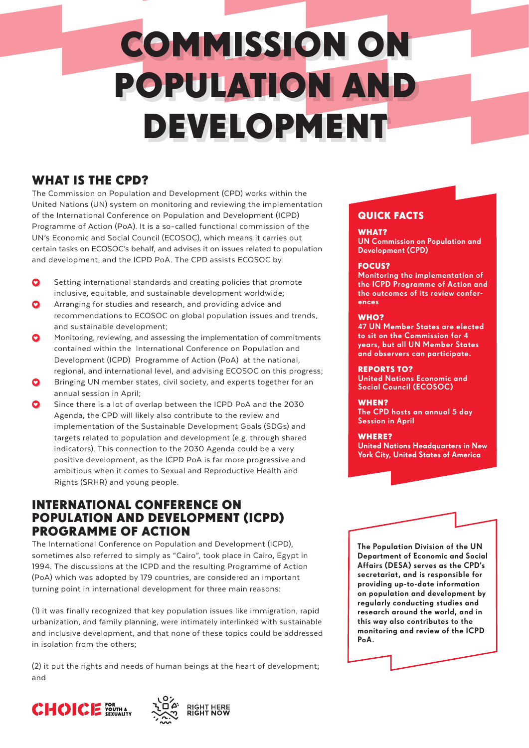# COMMISSION ON POPULATION AND DEVELOPMENT

## WHAT IS THE CPD?

The Commission on Population and Development (CPD) works within the United Nations (UN) system on monitoring and reviewing the implementation of the International Conference on Population and Development (ICPD) Programme of Action (PoA). It is a so-called functional commission of the UN's Economic and Social Council (ECOSOC), which means it carries out certain tasks on ECOSOC's behalf, and advises it on issues related to population and development, and the ICPD PoA. The CPD assists ECOSOC by:

- Setting international standards and creating policies that promote inclusive, equitable, and sustainable development worldwide;
- Arranging for studies and research, and providing advice and recommendations to ECOSOC on global population issues and trends, and sustainable development;
- Monitoring, reviewing, and assessing the implementation of commitments contained within the International Conference on Population and Development (ICPD) Programme of Action (PoA) at the national, regional, and international level, and advising ECOSOC on this progress;
- Bringing UN member states, civil society, and experts together for an annual session in April;
- Since there is a lot of overlap between the ICPD PoA and the 2030 Agenda, the CPD will likely also contribute to the review and implementation of the Sustainable Development Goals (SDGs) and targets related to population and development (e.g. through shared indicators). This connection to the 2030 Agenda could be a very positive development, as the ICPD PoA is far more progressive and ambitious when it comes to Sexual and Reproductive Health and Rights (SRHR) and young people.

## QUICK FACTS

**WHAT?**
**UN Commission on Population and Development (CPD)**

**FOCUS?**
**Monitoring the implementation of the ICPD Programme of Action and the outcomes of its review conferences**

**WHO?**
**47 UN Member States are elected to sit on the Commission for 4 years, but all UN Member States and observers can participate.**

**REPORTS TO?**
**United Nations Economic and Social Council (ECOSOC)**

**WHEN?**
**The CPD hosts an annual 5 day Session in April**

**WHERE?**
**United Nations Headquarters in New York City, United States of America**

## INTERNATIONAL CONFERENCE ON POPULATION AND DEVELOPMENT (ICPD) PROGRAMME OF ACTION

The International Conference on Population and Development (ICPD), sometimes also referred to simply as "Cairo", took place in Cairo, Egypt in 1994. The discussions at the ICPD and the resulting Programme of Action (PoA) which was adopted by 179 countries, are considered an important turning point in international development for three main reasons:

(1) it was finally recognized that key population issues like immigration, rapid urbanization, and family planning, were intimately interlinked with sustainable and inclusive development, and that none of these topics could be addressed in isolation from the others;

(2) it put the rights and needs of human beings at the heart of development; and

**The Population Division of the UN Department of Economic and Social Affairs (DESA) serves as the CPD's secretariat, and is responsible for providing up-to-date information on population and development by regularly conducting studies and research around the world, and in this way also contributes to the monitoring and review of the ICPD PoA.**

CHOICE FOR YOUTH & SEXUALITY

RIGHT HERE RIGHT NOW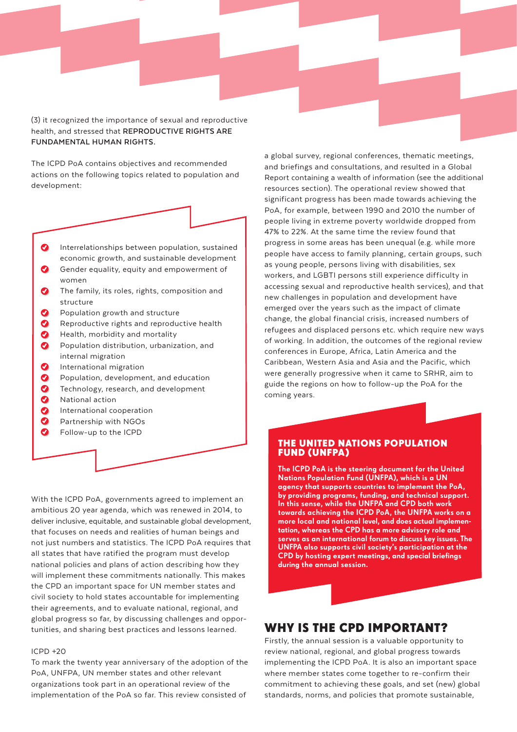(3) it recognized the importance of sexual and reproductive health, and stressed that **REPRODUCTIVE RIGHTS ARE FUNDAMENTAL HUMAN RIGHTS.**

The ICPD PoA contains objectives and recommended actions on the following topics related to population and development:

- Interrelationships between population, sustained economic growth, and sustainable development
- Gender equality, equity and empowerment of women
- The family, its roles, rights, composition and structure
- Population growth and structure
- Reproductive rights and reproductive health
- Health, morbidity and mortality
- Population distribution, urbanization, and internal migration
- International migration
- Population, development, and education
- Technology, research, and development
- National action
- International cooperation
- Partnership with NGOs
- Follow-up to the ICPD

With the ICPD PoA, governments agreed to implement an ambitious 20 year agenda, which was renewed in 2014, to deliver inclusive, equitable, and sustainable global development, that focuses on needs and realities of human beings and not just numbers and statistics. The ICPD PoA requires that all states that have ratified the program must develop national policies and plans of action describing how they will implement these commitments nationally. This makes the CPD an important space for UN member states and civil society to hold states accountable for implementing their agreements, and to evaluate national, regional, and global progress so far, by discussing challenges and opportunities, and sharing best practices and lessons learned.

ICPD +20

To mark the twenty year anniversary of the adoption of the PoA, UNFPA, UN member states and other relevant organizations took part in an operational review of the implementation of the PoA so far. This review consisted of a global survey, regional conferences, thematic meetings, and briefings and consultations, and resulted in a Global Report containing a wealth of information (see the additional resources section). The operational review showed that significant progress has been made towards achieving the PoA, for example, between 1990 and 2010 the number of people living in extreme poverty worldwide dropped from 47% to 22%. At the same time the review found that progress in some areas has been unequal (e.g. while more people have access to family planning, certain groups, such as young people, persons living with disabilities, sex workers, and LGBTI persons still experience difficulty in accessing sexual and reproductive health services), and that new challenges in population and development have emerged over the years such as the impact of climate change, the global financial crisis, increased numbers of refugees and displaced persons etc. which require new ways of working. In addition, the outcomes of the regional review conferences in Europe, Africa, Latin America and the Caribbean, Western Asia and Asia and the Pacific, which were generally progressive when it came to SRHR, aim to guide the regions on how to follow-up the PoA for the coming years.

### THE UNITED NATIONS POPULATION FUND (UNFPA)

**The ICPD PoA is the steering document for the United Nations Population Fund (UNFPA), which is a UN agency that supports countries to implement the PoA, by providing programs, funding, and technical support. In this sense, while the UNFPA and CPD both work towards achieving the ICPD PoA, the UNFPA works on a more local and national level, and does actual implementation, whereas the CPD has a more advisory role and serves as an international forum to discuss key issues. The UNFPA also supports civil society's participation at the CPD by hosting expert meetings, and special briefings during the annual session.**

## WHY IS THE CPD IMPORTANT?

Firstly, the annual session is a valuable opportunity to review national, regional, and global progress towards implementing the ICPD PoA. It is also an important space where member states come together to re-confirm their commitment to achieving these goals, and set (new) global standards, norms, and policies that promote sustainable,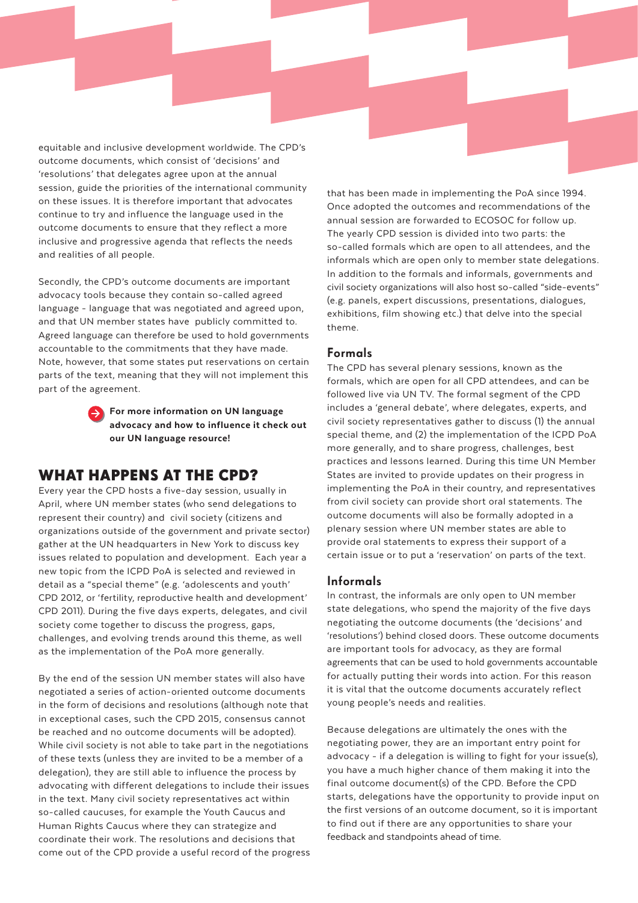equitable and inclusive development worldwide. The CPD's outcome documents, which consist of 'decisions' and 'resolutions' that delegates agree upon at the annual session, guide the priorities of the international community on these issues. It is therefore important that advocates continue to try and influence the language used in the outcome documents to ensure that they reflect a more inclusive and progressive agenda that reflects the needs and realities of all people.

Secondly, the CPD's outcome documents are important advocacy tools because they contain so-called agreed language - language that was negotiated and agreed upon, and that UN member states have publicly committed to. Agreed language can therefore be used to hold governments accountable to the commitments that they have made. Note, however, that some states put reservations on certain parts of the text, meaning that they will not implement this part of the agreement.

**For more information on UN language advocacy and how to influence it check out our UN language resource!**

## WHAT HAPPENS AT THE CPD?

Every year the CPD hosts a five-day session, usually in April, where UN member states (who send delegations to represent their country) and civil society (citizens and organizations outside of the government and private sector) gather at the UN headquarters in New York to discuss key issues related to population and development. Each year a new topic from the ICPD PoA is selected and reviewed in detail as a "special theme" (e.g. 'adolescents and youth' CPD 2012, or 'fertility, reproductive health and development' CPD 2011). During the five days experts, delegates, and civil society come together to discuss the progress, gaps, challenges, and evolving trends around this theme, as well as the implementation of the PoA more generally.

By the end of the session UN member states will also have negotiated a series of action-oriented outcome documents in the form of decisions and resolutions (although note that in exceptional cases, such the CPD 2015, consensus cannot be reached and no outcome documents will be adopted). While civil society is not able to take part in the negotiations of these texts (unless they are invited to be a member of a delegation), they are still able to influence the process by advocating with different delegations to include their issues in the text. Many civil society representatives act within so-called caucuses, for example the Youth Caucus and Human Rights Caucus where they can strategize and coordinate their work. The resolutions and decisions that come out of the CPD provide a useful record of the progress that has been made in implementing the PoA since 1994. Once adopted the outcomes and recommendations of the annual session are forwarded to ECOSOC for follow up. The yearly CPD session is divided into two parts: the so-called formals which are open to all attendees, and the informals which are open only to member state delegations. In addition to the formals and informals, governments and civil society organizations will also host so-called "side-events" (e.g. panels, expert discussions, presentations, dialogues, exhibitions, film showing etc.) that delve into the special theme.

### Formals

The CPD has several plenary sessions, known as the formals, which are open for all CPD attendees, and can be followed live via UN TV. The formal segment of the CPD includes a 'general debate', where delegates, experts, and civil society representatives gather to discuss (1) the annual special theme, and (2) the implementation of the ICPD PoA more generally, and to share progress, challenges, best practices and lessons learned. During this time UN Member States are invited to provide updates on their progress in implementing the PoA in their country, and representatives from civil society can provide short oral statements. The outcome documents will also be formally adopted in a plenary session where UN member states are able to provide oral statements to express their support of a certain issue or to put a 'reservation' on parts of the text.

### Informals

In contrast, the informals are only open to UN member state delegations, who spend the majority of the five days negotiating the outcome documents (the 'decisions' and 'resolutions') behind closed doors. These outcome documents are important tools for advocacy, as they are formal agreements that can be used to hold governments accountable for actually putting their words into action. For this reason it is vital that the outcome documents accurately reflect young people's needs and realities.

Because delegations are ultimately the ones with the negotiating power, they are an important entry point for advocacy - if a delegation is willing to fight for your issue(s), you have a much higher chance of them making it into the final outcome document(s) of the CPD. Before the CPD starts, delegations have the opportunity to provide input on the first versions of an outcome document, so it is important to find out if there are any opportunities to share your feedback and standpoints ahead of time.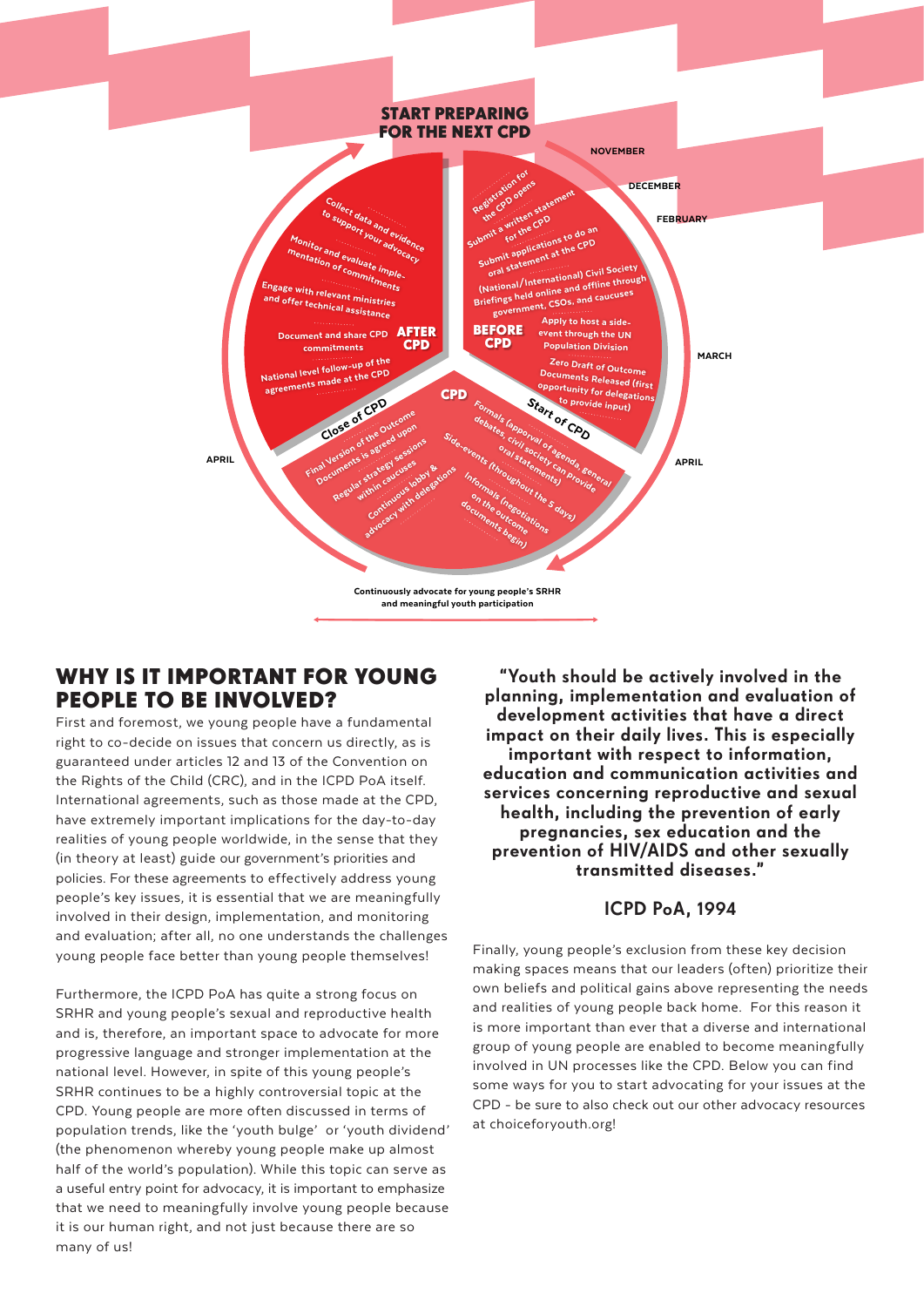START PREPARING FOR THE NEXT CPD

**BEFORE CPD**

NOVEMBER
- Registration for the CPD opens

DECEMBER
- Submit a written statement for the CPD

FEBRUARY
- Submit applications to do an oral statement at the CPD
- (National/International) Civil Society Briefings held online and offline through government, CSOs, and caucuses
- Apply to host a side-event through the UN Population Division

MARCH
- Zero Draft of Outcome Documents Released (first opportunity for delegations to provide input)

**CPD**

APRIL
- Start of CPD
- Formals (approval of agenda, general debates, civil society can provide oral statements)
- Side-events (throughout the 5 days)
- Informals (negotiations on the outcome documents begin)
- Continuous lobby & advocacy with delegations
- Regular strategy sessions within caucuses
- Final Version of the Outcome Documents is agreed upon
- Close of CPD

**AFTER CPD**

APRIL
- National level follow-up of the agreements made at the CPD
- Document and share CPD commitments
- Engage with relevant ministries and offer technical assistance
- Monitor and evaluate implementation of commitments
- Collect data and evidence to support your advocacy

Continuously advocate for young people's SRHR and meaningful youth participation

## WHY IS IT IMPORTANT FOR YOUNG PEOPLE TO BE INVOLVED?

First and foremost, we young people have a fundamental right to co-decide on issues that concern us directly, as is guaranteed under articles 12 and 13 of the Convention on the Rights of the Child (CRC), and in the ICPD PoA itself. International agreements, such as those made at the CPD, have extremely important implications for the day-to-day realities of young people worldwide, in the sense that they (in theory at least) guide our government's priorities and policies. For these agreements to effectively address young people's key issues, it is essential that we are meaningfully involved in their design, implementation, and monitoring and evaluation; after all, no one understands the challenges young people face better than young people themselves!

Furthermore, the ICPD PoA has quite a strong focus on SRHR and young people's sexual and reproductive health and is, therefore, an important space to advocate for more progressive language and stronger implementation at the national level. However, in spite of this young people's SRHR continues to be a highly controversial topic at the CPD. Young people are more often discussed in terms of population trends, like the 'youth bulge' or 'youth dividend' (the phenomenon whereby young people make up almost half of the world's population). While this topic can serve as a useful entry point for advocacy, it is important to emphasize that we need to meaningfully involve young people because it is our human right, and not just because there are so many of us!

> **"Youth should be actively involved in the planning, implementation and evaluation of development activities that have a direct impact on their daily lives. This is especially important with respect to information, education and communication activities and services concerning reproductive and sexual health, including the prevention of early pregnancies, sex education and the prevention of HIV/AIDS and other sexually transmitted diseases."**
>
> **ICPD PoA, 1994**

Finally, young people's exclusion from these key decision making spaces means that our leaders (often) prioritize their own beliefs and political gains above representing the needs and realities of young people back home. For this reason it is more important than ever that a diverse and international group of young people are enabled to become meaningfully involved in UN processes like the CPD. Below you can find some ways for you to start advocating for your issues at the CPD - be sure to also check out our other advocacy resources at choiceforyouth.org!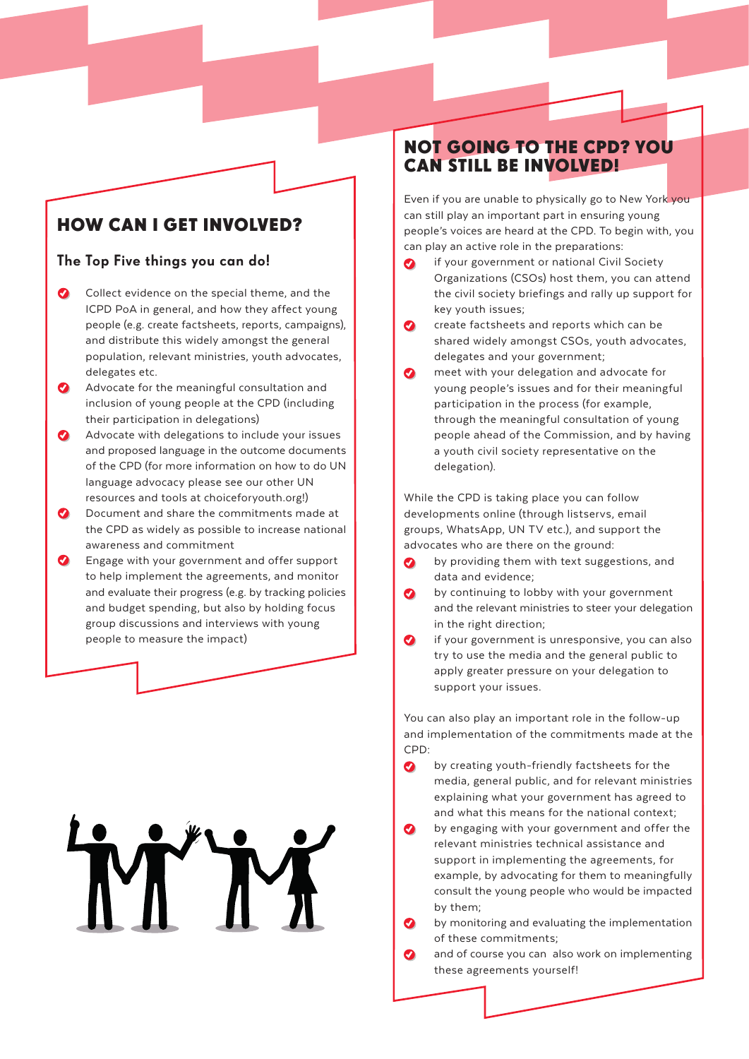## HOW CAN I GET INVOLVED?

### The Top Five things you can do!

- Collect evidence on the special theme, and the ICPD PoA in general, and how they affect young people (e.g. create factsheets, reports, campaigns), and distribute this widely amongst the general population, relevant ministries, youth advocates, delegates etc.
- Advocate for the meaningful consultation and inclusion of young people at the CPD (including their participation in delegations)
- Advocate with delegations to include your issues and proposed language in the outcome documents of the CPD (for more information on how to do UN language advocacy please see our other UN resources and tools at choiceforyouth.org!)
- Document and share the commitments made at the CPD as widely as possible to increase national awareness and commitment
- Engage with your government and offer support to help implement the agreements, and monitor and evaluate their progress (e.g. by tracking policies and budget spending, but also by holding focus group discussions and interviews with young people to measure the impact)

## NOT GOING TO THE CPD? YOU CAN STILL BE INVOLVED!

Even if you are unable to physically go to New York you can still play an important part in ensuring young people's voices are heard at the CPD. To begin with, you can play an active role in the preparations:

- if your government or national Civil Society Organizations (CSOs) host them, you can attend the civil society briefings and rally up support for key youth issues;
- create factsheets and reports which can be shared widely amongst CSOs, youth advocates, delegates and your government;
- meet with your delegation and advocate for young people's issues and for their meaningful participation in the process (for example, through the meaningful consultation of young people ahead of the Commission, and by having a youth civil society representative on the delegation).

While the CPD is taking place you can follow developments online (through listservs, email groups, WhatsApp, UN TV etc.), and support the advocates who are there on the ground:

- by providing them with text suggestions, and data and evidence;
- by continuing to lobby with your government and the relevant ministries to steer your delegation in the right direction;
- if your government is unresponsive, you can also try to use the media and the general public to apply greater pressure on your delegation to support your issues.

You can also play an important role in the follow-up and implementation of the commitments made at the CPD:

- by creating youth-friendly factsheets for the media, general public, and for relevant ministries explaining what your government has agreed to and what this means for the national context;
- by engaging with your government and offer the relevant ministries technical assistance and support in implementing the agreements, for example, by advocating for them to meaningfully consult the young people who would be impacted by them;
- by monitoring and evaluating the implementation of these commitments;
- and of course you can also work on implementing these agreements yourself!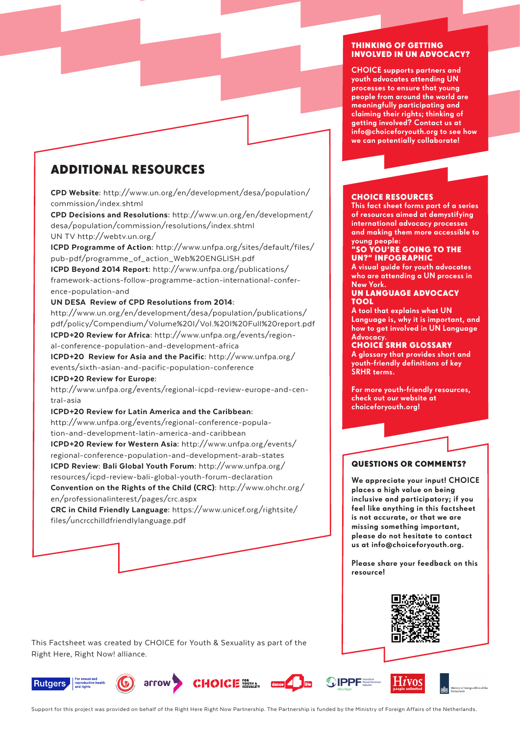## ADDITIONAL RESOURCES

**CPD Website**: http://www.un.org/en/development/desa/population/commission/index.shtml

**CPD Decisions and Resolutions**: http://www.un.org/en/development/desa/population/commission/resolutions/index.shtml

UN TV http://webtv.un.org/

**ICPD Programme of Action**: http://www.unfpa.org/sites/default/files/pub-pdf/programme_of_action_Web%20ENGLISH.pdf

**ICPD Beyond 2014 Report**: http://www.unfpa.org/publications/framework-actions-follow-programme-action-international-conference-population-and

**UN DESA Review of CPD Resolutions from 2014**: http://www.un.org/en/development/desa/population/publications/pdf/policy/Compendium/Volume%20I/Vol.%20I%20Full%20report.pdf

**ICPD+20 Review for Africa**: http://www.unfpa.org/events/regional-conference-population-and-development-africa

**ICPD+20 Review for Asia and the Pacific**: http://www.unfpa.org/events/sixth-asian-and-pacific-population-conference

**ICPD+20 Review for Europe**: http://www.unfpa.org/events/regional-icpd-review-europe-and-central-asia

**ICPD+20 Review for Latin America and the Caribbean**: http://www.unfpa.org/events/regional-conference-population-and-development-latin-america-and-caribbean

**ICPD+20 Review for Western Asia**: http://www.unfpa.org/events/regional-conference-population-and-development-arab-states

**ICPD Review**: **Bali Global Youth Forum**: http://www.unfpa.org/resources/icpd-review-bali-global-youth-forum-declaration

**Convention on the Rights of the Child (CRC)**: http://www.ohchr.org/en/professionalinterest/pages/crc.aspx

**CRC in Child Friendly Language**: https://www.unicef.org/rightsite/files/uncrcchilldfriendlylanguage.pdf

### THINKING OF GETTING INVOLVED IN UN ADVOCACY?

**CHOICE supports partners and youth advocates attending UN processes to ensure that young people from around the world are meaningfully participating and claiming their rights; thinking of getting involved? Contact us at info@choiceforyouth.org to see how we can potentially collaborate!**

### CHOICE RESOURCES

**This fact sheet forms part of a series of resources aimed at demystifying international advocacy processes and making them more accessible to young people:**

**"SO YOU'RE GOING TO THE UN?" INFOGRAPHIC**
**A visual guide for youth advocates who are attending a UN process in New York.**

**UN LANGUAGE ADVOCACY TOOL**
**A tool that explains what UN Language is, why it is important, and how to get involved in UN Language Advocacy.**

**CHOICE SRHR GLOSSARY**
**A glossary that provides short and youth-friendly definitions of key SRHR terms.**

**For more youth-friendly resources, check out our website at choiceforyouth.org!**

### QUESTIONS OR COMMENTS?

**We appreciate your input! CHOICE places a high value on being inclusive and participatory; if you feel like anything in this factsheet is not accurate, or that we are missing something important, please do not hesitate to contact us at info@choiceforyouth.org.**

**Please share your feedback on this resource!**

This Factsheet was created by CHOICE for Youth & Sexuality as part of the Right Here, Right Now! alliance.

Support for this project was provided on behalf of the Right Here Right Now Partnership. The Partnership is funded by the Ministry of Foreign Affairs of the Netherlands.